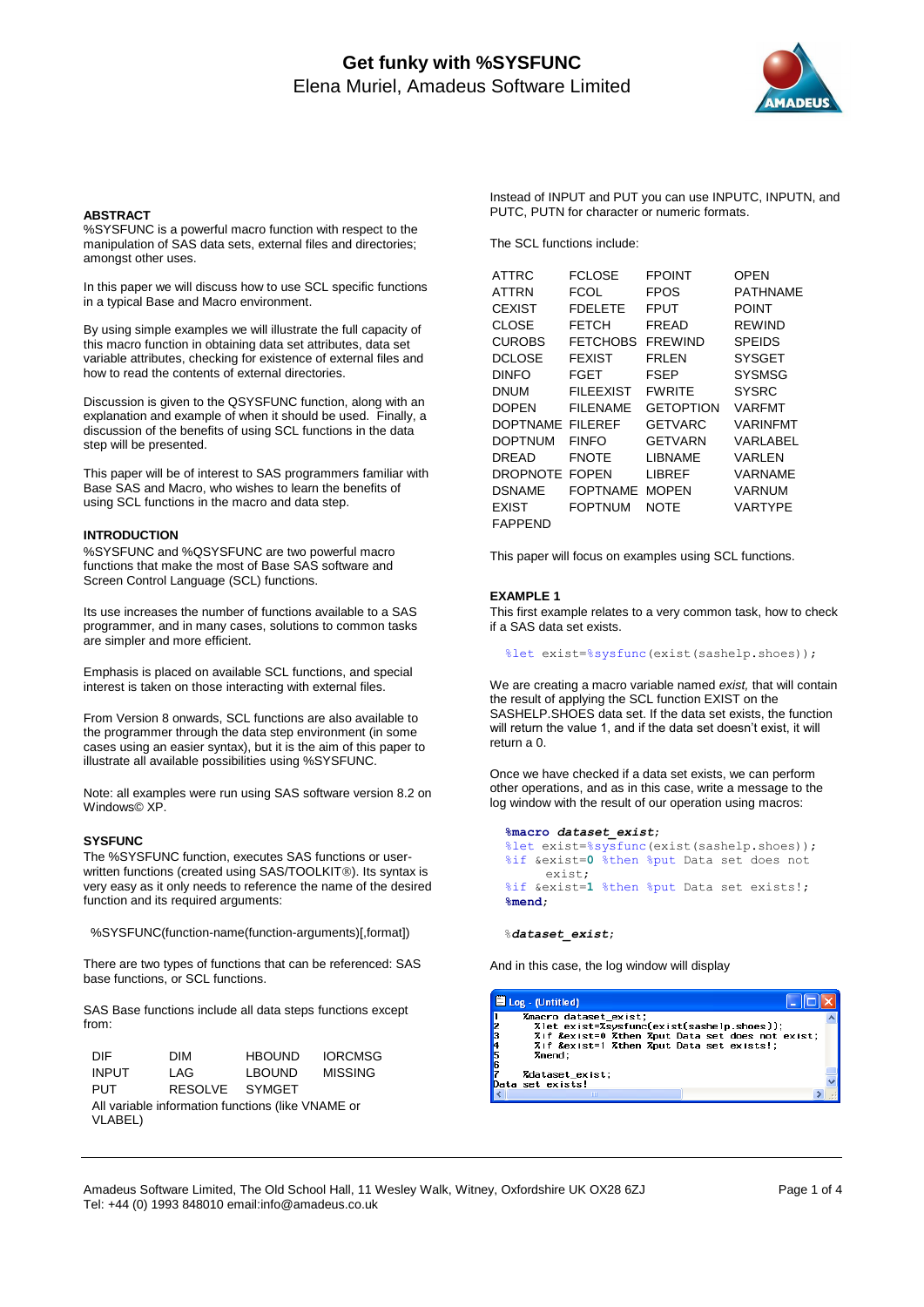# Get funky with %SYSFUNC

Elena Muriel, Amadeus Software Limited

## ABSTRACT

%SYSFUNC is a powerful macro function with respect to the manipulation of SAS data sets, external files and directories; amongst other uses.

In this paper we will discuss how to use SCL specific functions in a typical Base and Macro environment.

By using simple examples we will illustrate the full capacity of this macro function in obtaining data set attributes, data set variable attributes, checking for existence of external files and how to read the contents of external directories.

Discussion is given to the QSYSFUNC function, along with an explanation and example of when it should be used. Finally, a discussion of the benefits of using SCL functions in the data step will be presented.

This paper will be of interest to SAS programmers familiar with Base SAS and Macro, who wishes to learn the benefits of using SCL functions in the macro and data step.

## INTRODUCTION

%SYSFUNC and %QSYSFUNC are two powerful macro functions that make the most of Base SAS software and Screen Control Language (SCL) functions.

Its use increases the number of functions available to a SAS programmer, and in many cases, solutions to common tasks are simpler and more efficient.

Emphasis is placed on available SCL functions, and special interest is taken on those interacting with external files.

From Version 8 onwards, SCL functions are also available to the programmer through the data step environment (in some cases using an easier syntax), but it is the aim of this paper to illustrate all available possibilities using %SYSFUNC.

Note: all examples were run using SAS software version 8.2 on Windows© XP.

## SYSFUNC

The %SYSFUNC function, executes SAS functions or user-written functions (created using SAS/TOOLKIT®). Its syntax is very easy as it only needs to reference the name of the desired function and its required arguments:

%SYSFUNC(function-name(function-arguments)[,format])

There are two types of functions that can be referenced: SAS base functions, or SCL functions.

SAS Base functions include all data steps functions except from:

| | | | |
|---|---|---|---|
| DIF | DIM | HBOUND | IORCMSG |
| INPUT | LAG | LBOUND | MISSING |
| PUT | RESOLVE | SYMGET | |

All variable information functions (like VNAME or VLABEL)

Instead of INPUT and PUT you can use INPUTC, INPUTN, and PUTC, PUTN for character or numeric formats.

The SCL functions include:

| | | | |
|---|---|---|---|
| ATTRC | FCLOSE | FPOINT | OPEN |
| ATTRN | FCOL | FPOS | PATHNAME |
| CEXIST | FDELETE | FPUT | POINT |
| CLOSE | FETCH | FREAD | REWIND |
| CUROBS | FETCHOBS | FREWIND | SPEIDS |
| DCLOSE | FEXIST | FRLEN | SYSGET |
| DINFO | FGET | FSEP | SYSMSG |
| DNUM | FILEEXIST | FWRITE | SYSRC |
| DOPEN | FILENAME | GETOPTION | VARFMT |
| DOPTNAME | FILEREF | GETVARC | VARINFMT |
| DOPTNUM | FINFO | GETVARN | VARLABEL |
| DREAD | FNOTE | LIBNAME | VARLEN |
| DROPNOTE | FOPEN | LIBREF | VARNAME |
| DSNAME | FOPTNAME | MOPEN | VARNUM |
| EXIST | FOPTNUM | NOTE | VARTYPE |
| FAPPEND | | | |

This paper will focus on examples using SCL functions.

## EXAMPLE 1

This first example relates to a very common task, how to check if a SAS data set exists.

```
%let exist=%sysfunc(exist(sashelp.shoes));
```

We are creating a macro variable named *exist,* that will contain the result of applying the SCL function EXIST on the SASHELP.SHOES data set. If the data set exists, the function will return the value 1, and if the data set doesn't exist, it will return a 0.

Once we have checked if a data set exists, we can perform other operations, and as in this case, write a message to the log window with the result of our operation using macros:

```
%macro dataset_exist;
%let exist=%sysfunc(exist(sashelp.shoes));
%if &exist=0 %then %put Data set does not
    exist;
%if &exist=1 %then %put Data set exists!;
%mend;

%dataset_exist;
```

And in this case, the log window will display

```
Log - (Untitled)
1     %macro dataset_exist;
2       %let exist=%sysfunc(exist(sashelp.shoes));
3       %if &exist=0 %then %put Data set does not exist;
4       %if &exist=1 %then %put Data set exists!;
5       %mend;
6
7     %dataset_exist;
Data set exists!
```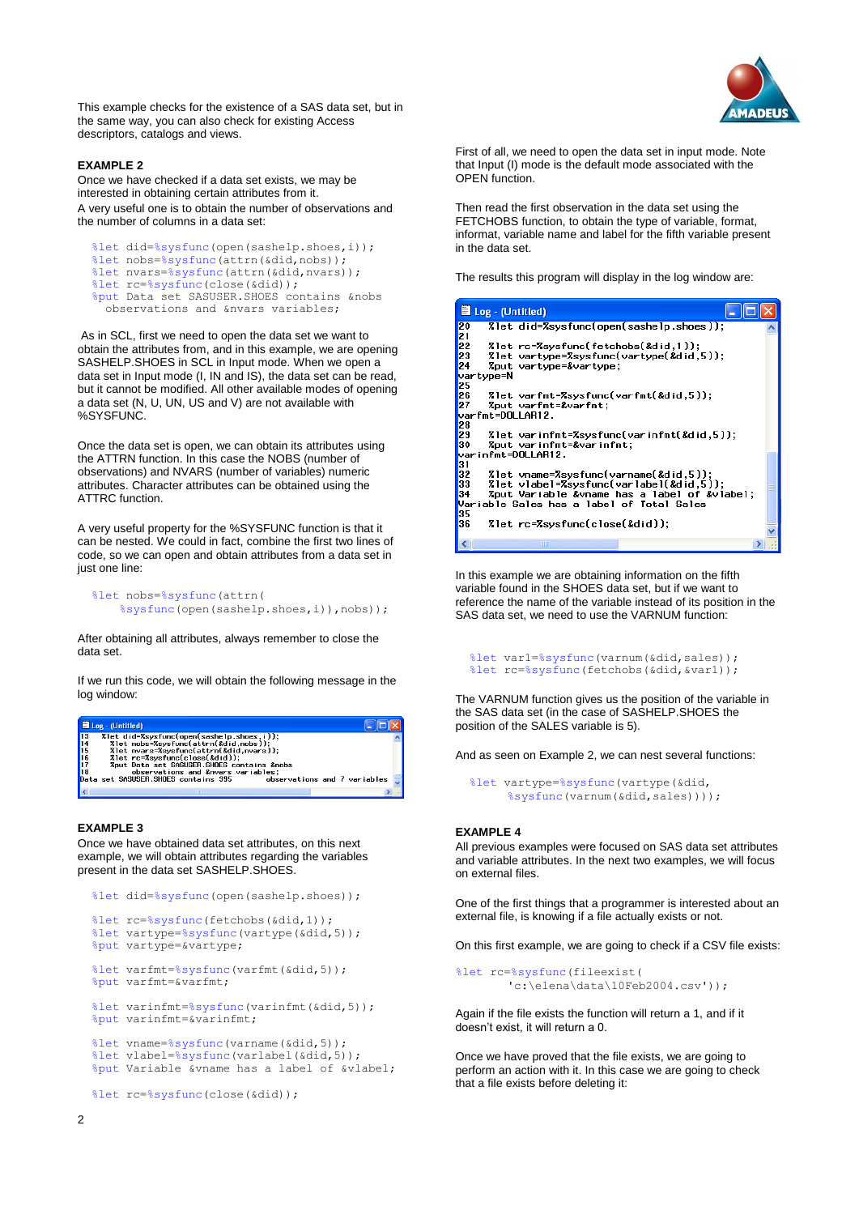This example checks for the existence of a SAS data set, but in the same way, you can also check for existing Access descriptors, catalogs and views.

**EXAMPLE 2**

Once we have checked if a data set exists, we may be interested in obtaining certain attributes from it.

A very useful one is to obtain the number of observations and the number of columns in a data set:

```
%let did=%sysfunc(open(sashelp.shoes,i));
%let nobs=%sysfunc(attrn(&did,nobs));
%let nvars=%sysfunc(attrn(&did,nvars));
%let rc=%sysfunc(close(&did));
%put Data set SASUSER.SHOES contains &nobs
  observations and &nvars variables;
```

As in SCL, first we need to open the data set we want to obtain the attributes from, and in this example, we are opening SASHELP.SHOES in SCL in Input mode. When we open a data set in Input mode (I, IN and IS), the data set can be read, but it cannot be modified. All other available modes of opening a data set (N, U, UN, US and V) are not available with %SYSFUNC.

Once the data set is open, we can obtain its attributes using the ATTRN function. In this case the NOBS (number of observations) and NVARS (number of variables) numeric attributes. Character attributes can be obtained using the ATTRC function.

A very useful property for the %SYSFUNC function is that it can be nested. We could in fact, combine the first two lines of code, so we can open and obtain attributes from a data set in just one line:

```
%let nobs=%sysfunc(attrn(
     %sysfunc(open(sashelp.shoes,i)),nobs));
```

After obtaining all attributes, always remember to close the data set.

If we run this code, we will obtain the following message in the log window:

```
13   %let did=%sysfunc(open(sashelp.shoes,i));
14   %let nobs=%sysfunc(attrn(&did,nobs));
15   %let nvars=%sysfunc(attrn(&did,nvars));
16   %let rc=%sysfunc(close(&did));
17   %put Data set SASUSER.SHOES contains &nobs
18        observations and &nvars variables;
Data set SASUSER.SHOES contains 395         observations and 7 variables
```

**EXAMPLE 3**

Once we have obtained data set attributes, on this next example, we will obtain attributes regarding the variables present in the data set SASHELP.SHOES.

```
%let did=%sysfunc(open(sashelp.shoes));

%let rc=%sysfunc(fetchobs(&did,1));
%let vartype=%sysfunc(vartype(&did,5));
%put vartype=&vartype;

%let varfmt=%sysfunc(varfmt(&did,5));
%put varfmt=&varfmt;

%let varinfmt=%sysfunc(varinfmt(&did,5));
%put varinfmt=&varinfmt;

%let vname=%sysfunc(varname(&did,5));
%let vlabel=%sysfunc(varlabel(&did,5));
%put Variable &vname has a label of &vlabel;

%let rc=%sysfunc(close(&did));
```

First of all, we need to open the data set in input mode. Note that Input (I) mode is the default mode associated with the OPEN function.

Then read the first observation in the data set using the FETCHOBS function, to obtain the type of variable, format, informat, variable name and label for the fifth variable present in the data set.

The results this program will display in the log window are:

```
20   %let did=%sysfunc(open(sashelp.shoes));
21
22   %let rc=%sysfunc(fetchobs(&did,1));
23   %let vartype=%sysfunc(vartype(&did,5));
24   %put vartype=&vartype;
vartype=N
25
26   %let varfmt=%sysfunc(varfmt(&did,5));
27   %put varfmt=&varfmt;
varfmt=DOLLAR12.
28
29   %let varinfmt=%sysfunc(varinfmt(&did,5));
30   %put varinfmt=&varinfmt;
varinfmt=DOLLAR12.
31
32   %let vname=%sysfunc(varname(&did,5));
33   %let vlabel=%sysfunc(varlabel(&did,5));
34   %put Variable &vname has a label of &vlabel;
Variable Sales has a label of Total Sales
35
36   %let rc=%sysfunc(close(&did));
```

In this example we are obtaining information on the fifth variable found in the SHOES data set, but if we want to reference the name of the variable instead of its position in the SAS data set, we need to use the VARNUM function:

```
%let var1=%sysfunc(varnum(&did,sales));
%let rc=%sysfunc(fetchobs(&did,&var1));
```

The VARNUM function gives us the position of the variable in the SAS data set (in the case of SASHELP.SHOES the position of the SALES variable is 5).

And as seen on Example 2, we can nest several functions:

```
%let vartype=%sysfunc(vartype(&did,
      %sysfunc(varnum(&did,sales))));
```

**EXAMPLE 4**

All previous examples were focused on SAS data set attributes and variable attributes. In the next two examples, we will focus on external files.

One of the first things that a programmer is interested about an external file, is knowing if a file actually exists or not.

On this first example, we are going to check if a CSV file exists:

```
%let rc=%sysfunc(fileexist(
        'c:\elena\data\10Feb2004.csv'));
```

Again if the file exists the function will return a 1, and if it doesn't exist, it will return a 0.

Once we have proved that the file exists, we are going to perform an action with it. In this case we are going to check that a file exists before deleting it: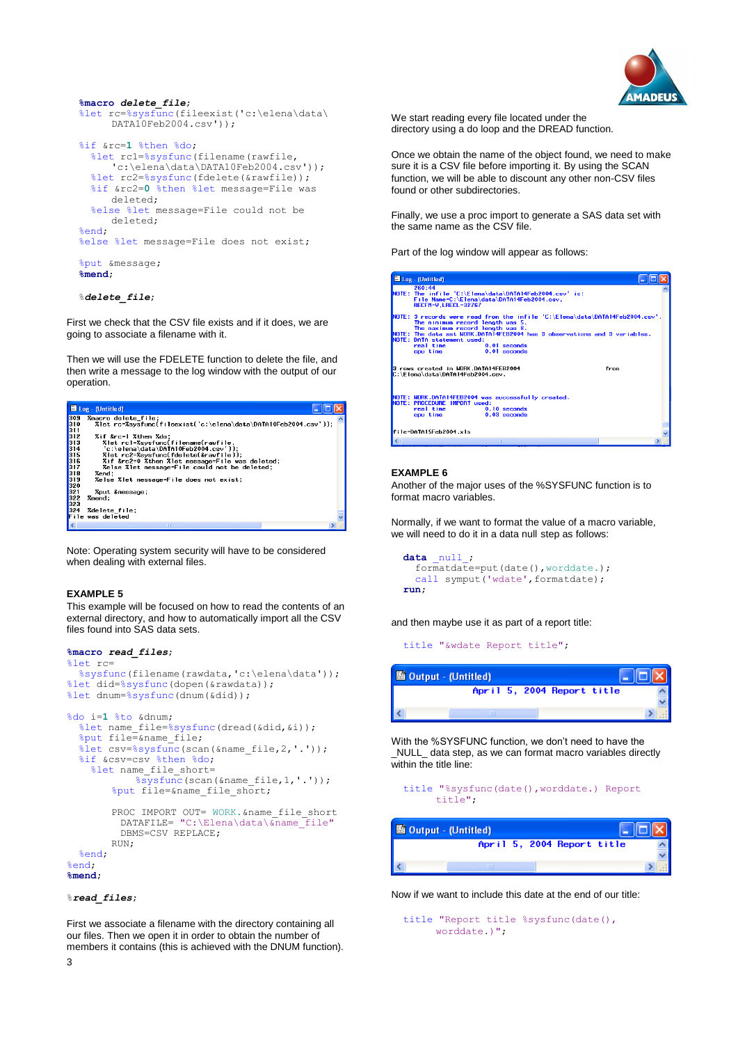```
%macro delete_file;
%let rc=%sysfunc(fileexist('c:\elena\data\
        DATA10Feb2004.csv'));

%if &rc=1 %then %do;
   %let rc1=%sysfunc(filename(rawfile,
        'c:\elena\data\DATA10Feb2004.csv'));
   %let rc2=%sysfunc(fdelete(&rawfile));
   %if &rc2=0 %then %let message=File was
        deleted;
   %else %let message=File could not be
        deleted;
%end;
%else %let message=File does not exist;

%put &message;
%mend;

%delete_file;
```

First we check that the CSV file exists and if it does, we are going to associate a filename with it.

Then we will use the FDELETE function to delete the file, and then write a message to the log window with the output of our operation.

```
309  %macro delete_file;
310     %let rc=%sysfunc(fileexist('c:\elena\data\DATA10Feb2004.csv'));
311
312     %if &rc=1 %then %do;
313       %let rc1=%sysfunc(filename(rawfile,
314       'c:\elena\data\DATA10Feb2004.csv'));
315       %let rc2=%sysfunc(fdelete(&rawfile));
316       %if &rc2=0 %then %let message=File was deleted;
317       %else %let message=File could not be deleted;
318     %end;
319     %else %let message=File does not exist;
320
321     %put &message;
322  %mend;
323
324  %delete_file;
File was deleted
```

Note: Operating system security will have to be considered when dealing with external files.

### EXAMPLE 5

This example will be focused on how to read the contents of an external directory, and how to automatically import all the CSV files found into SAS data sets.

```
%macro read_files;
%let rc=
   %sysfunc(filename(rawdata,'c:\elena\data'));
%let did=%sysfunc(dopen(&rawdata));
%let dnum=%sysfunc(dnum(&did));

%do i=1 %to &dnum;
   %let name_file=%sysfunc(dread(&did,&i));
   %put file=&name_file;
   %let csv=%sysfunc(scan(&name_file,2,'.'));
   %if &csv=csv %then %do;
     %let name_file_short=
          %sysfunc(scan(&name_file,1,'.'));
       %put file=&name_file_short;

       PROC IMPORT OUT= WORK.&name_file_short
        DATAFILE= "C:\Elena\data\&name_file"
        DBMS=CSV REPLACE;
       RUN;
   %end;
%end;
%mend;

%read_files;
```

First we associate a filename with the directory containing all our files. Then we open it in order to obtain the number of members it contains (this is achieved with the DNUM function).

We start reading every file located under the directory using a do loop and the DREAD function.

Once we obtain the name of the object found, we need to make sure it is a CSV file before importing it. By using the SCAN function, we will be able to discount any other non-CSV files found or other subdirectories.

Finally, we use a proc import to generate a SAS data set with the same name as the CSV file.

Part of the log window will appear as follows:

```
     260:44
NOTE: The infile 'C:\Elena\data\DATA14Feb2004.csv' is:
      File Name=C:\Elena\data\DATA14Feb2004.csv,
      RECFM=V,LRECL=32767

NOTE: 3 records were read from the infile 'C:\Elena\data\DATA14Feb2004.csv'.
      The minimum record length was 5.
      The maximum record length was 8.
NOTE: The data set WORK.DATA14FEB2004 has 3 observations and 3 variables.
NOTE: DATA statement used:
      real time           0.01 seconds
      cpu time            0.01 seconds

3 rows created in WORK.DATA14FEB2004                     from
C:\Elena\data\DATA14Feb2004.csv.

NOTE: WORK.DATA14FEB2004 was successfully created.
NOTE: PROCEDURE IMPORT used:
      real time           0.10 seconds
      cpu time            0.03 seconds

file=DATA15Feb2004.xls
```

### EXAMPLE 6

Another of the major uses of the %SYSFUNC function is to format macro variables.

Normally, if we want to format the value of a macro variable, we will need to do it in a data null step as follows:

```
data _null_;
  formatdate=put(date(),worddate.);
  call sympput('wdate',formatdate);
run;
```

and then maybe use it as part of a report title:

```
title "&wdate Report title";
```

```
April 5, 2004 Report title
```

With the %SYSFUNC function, we don't need to have the _NULL_ data step, as we can format macro variables directly within the title line:

```
title "%sysfunc(date(),worddate.) Report
      title";
```

```
April 5, 2004 Report title
```

Now if we want to include this date at the end of our title:

```
title "Report title %sysfunc(date(),
      worddate.)";
```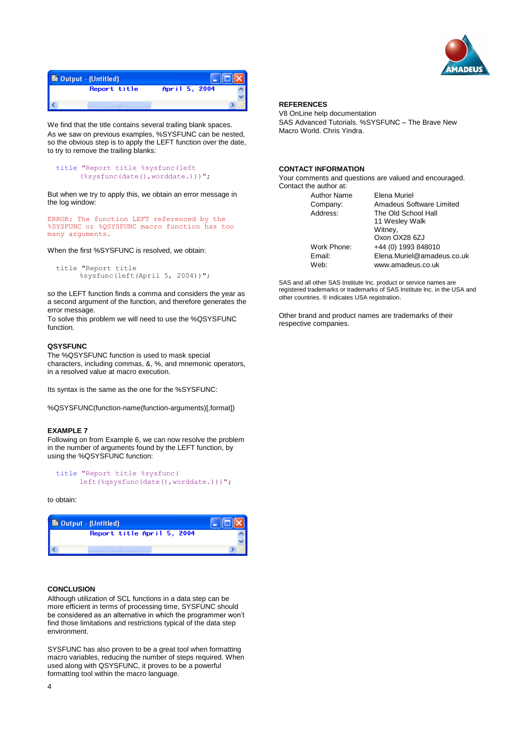```
Output - (Untitled)
     Report title          April 5, 2004
```

We find that the title contains several trailing blank spaces. As we saw on previous examples, %SYSFUNC can be nested, so the obvious step is to apply the LEFT function over the date, to try to remove the trailing blanks:

```
title "Report title %sysfunc(left
      (%sysfunc(date(),worddate.)))";
```

But when we try to apply this, we obtain an error message in the log window:

```
ERROR: The function LEFT referenced by the
%SYSFUNC or %QSYSFUNC macro function has too
many arguments.
```

When the first %SYSFUNC is resolved, we obtain:

```
title "Report title
      %sysfunc(left(April 5, 2004))";
```

so the LEFT function finds a comma and considers the year as a second argument of the function, and therefore generates the error message.
To solve this problem we will need to use the %QSYSFUNC function.

**QSYSFUNC**
The %QSYSFUNC function is used to mask special characters, including commas, &, %, and mnemonic operators, in a resolved value at macro execution.

Its syntax is the same as the one for the %SYSFUNC:

%QSYSFUNC(function-name(function-arguments)[,format])

**EXAMPLE 7**
Following on from Example 6, we can now resolve the problem in the number of arguments found by the LEFT function, by using the %QSYSFUNC function:

```
title "Report title %sysfunc(
      left(%qsysfunc(date(),worddate.)))";
```

to obtain:

```
Output - (Untitled)
     Report title April 5, 2004
```

**CONCLUSION**
Although utilization of SCL functions in a data step can be more efficient in terms of processing time, SYSFUNC should be considered as an alternative in which the programmer won't find those limitations and restrictions typical of the data step environment.

SYSFUNC has also proven to be a great tool when formatting macro variables, reducing the number of steps required. When used along with QSYSFUNC, it proves to be a powerful formatting tool within the macro language.

**REFERENCES**
V8 OnLine help documentation
SAS Advanced Tutorials. %SYSFUNC – The Brave New Macro World. Chris Yindra.

**CONTACT INFORMATION**
Your comments and questions are valued and encouraged. Contact the author at:

| | |
|---|---|
| Author Name | Elena Muriel |
| Company: | Amadeus Software Limited |
| Address: | The Old School Hall<br>11 Wesley Walk<br>Witney,<br>Oxon OX28 6ZJ |
| Work Phone: | +44 (0) 1993 848010 |
| Email: | Elena.Muriel@amadeus.co.uk |
| Web: | www.amadeus.co.uk |

SAS and all other SAS Institute Inc. product or service names are registered trademarks or trademarks of SAS Institute Inc. in the USA and other countries. ® indicates USA registration.

Other brand and product names are trademarks of their respective companies.